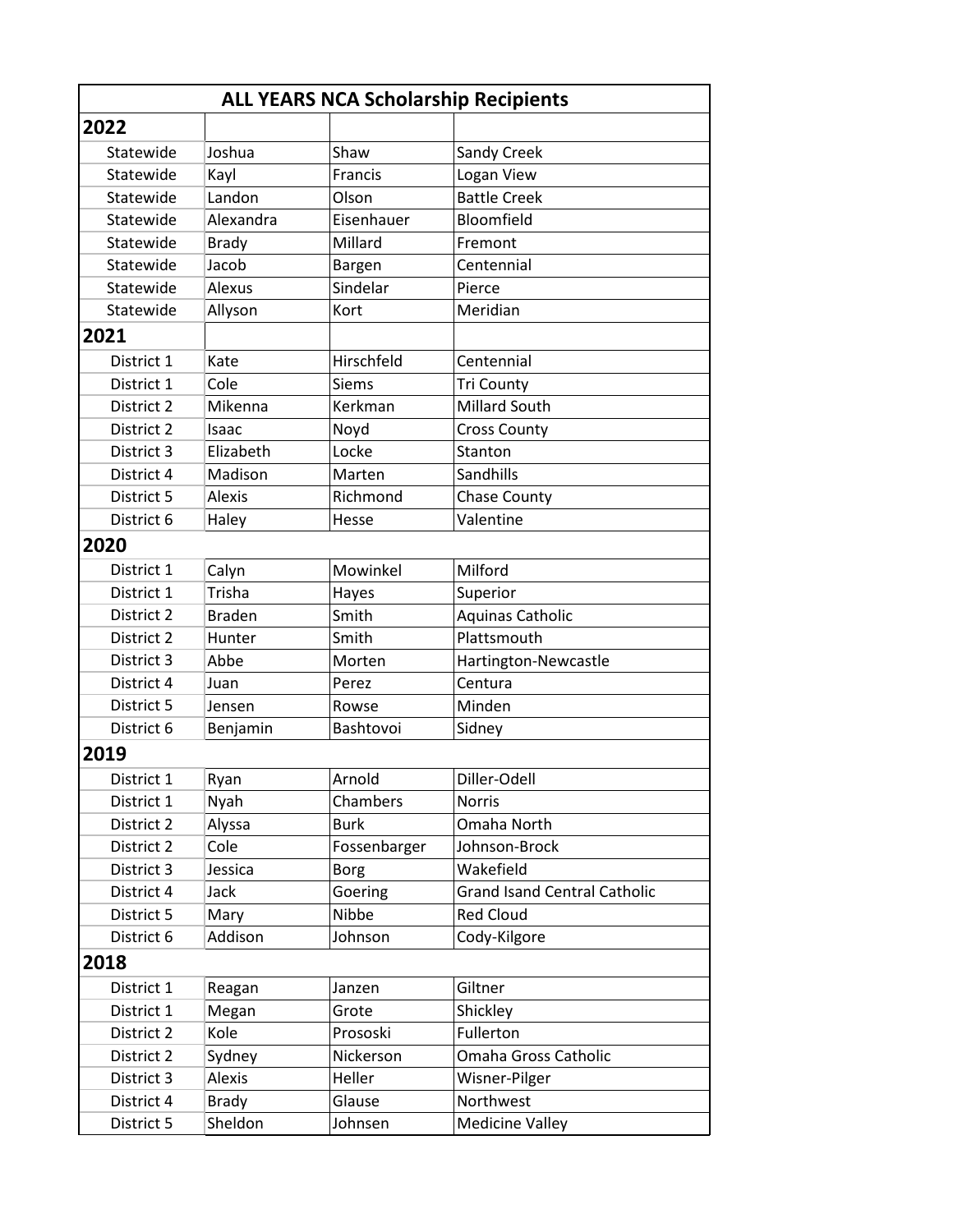| ALL YEARS NCA Scholarship Recipients | | | |
|---|---|---|---|
| **2022** | | | |
| Statewide | Joshua | Shaw | Sandy Creek |
| Statewide | Kayl | Francis | Logan View |
| Statewide | Landon | Olson | Battle Creek |
| Statewide | Alexandra | Eisenhauer | Bloomfield |
| Statewide | Brady | Millard | Fremont |
| Statewide | Jacob | Bargen | Centennial |
| Statewide | Alexus | Sindelar | Pierce |
| Statewide | Allyson | Kort | Meridian |
| **2021** | | | |
| District 1 | Kate | Hirschfeld | Centennial |
| District 1 | Cole | Siems | Tri County |
| District 2 | Mikenna | Kerkman | Millard South |
| District 2 | Isaac | Noyd | Cross County |
| District 3 | Elizabeth | Locke | Stanton |
| District 4 | Madison | Marten | Sandhills |
| District 5 | Alexis | Richmond | Chase County |
| District 6 | Haley | Hesse | Valentine |
| **2020** | | | |
| District 1 | Calyn | Mowinkel | Milford |
| District 1 | Trisha | Hayes | Superior |
| District 2 | Braden | Smith | Aquinas Catholic |
| District 2 | Hunter | Smith | Plattsmouth |
| District 3 | Abbe | Morten | Hartington-Newcastle |
| District 4 | Juan | Perez | Centura |
| District 5 | Jensen | Rowse | Minden |
| District 6 | Benjamin | Bashtovoi | Sidney |
| **2019** | | | |
| District 1 | Ryan | Arnold | Diller-Odell |
| District 1 | Nyah | Chambers | Norris |
| District 2 | Alyssa | Burk | Omaha North |
| District 2 | Cole | Fossenbarger | Johnson-Brock |
| District 3 | Jessica | Borg | Wakefield |
| District 4 | Jack | Goering | Grand Isand Central Catholic |
| District 5 | Mary | Nibbe | Red Cloud |
| District 6 | Addison | Johnson | Cody-Kilgore |
| **2018** | | | |
| District 1 | Reagan | Janzen | Giltner |
| District 1 | Megan | Grote | Shickley |
| District 2 | Kole | Prososki | Fullerton |
| District 2 | Sydney | Nickerson | Omaha Gross Catholic |
| District 3 | Alexis | Heller | Wisner-Pilger |
| District 4 | Brady | Glause | Northwest |
| District 5 | Sheldon | Johnsen | Medicine Valley |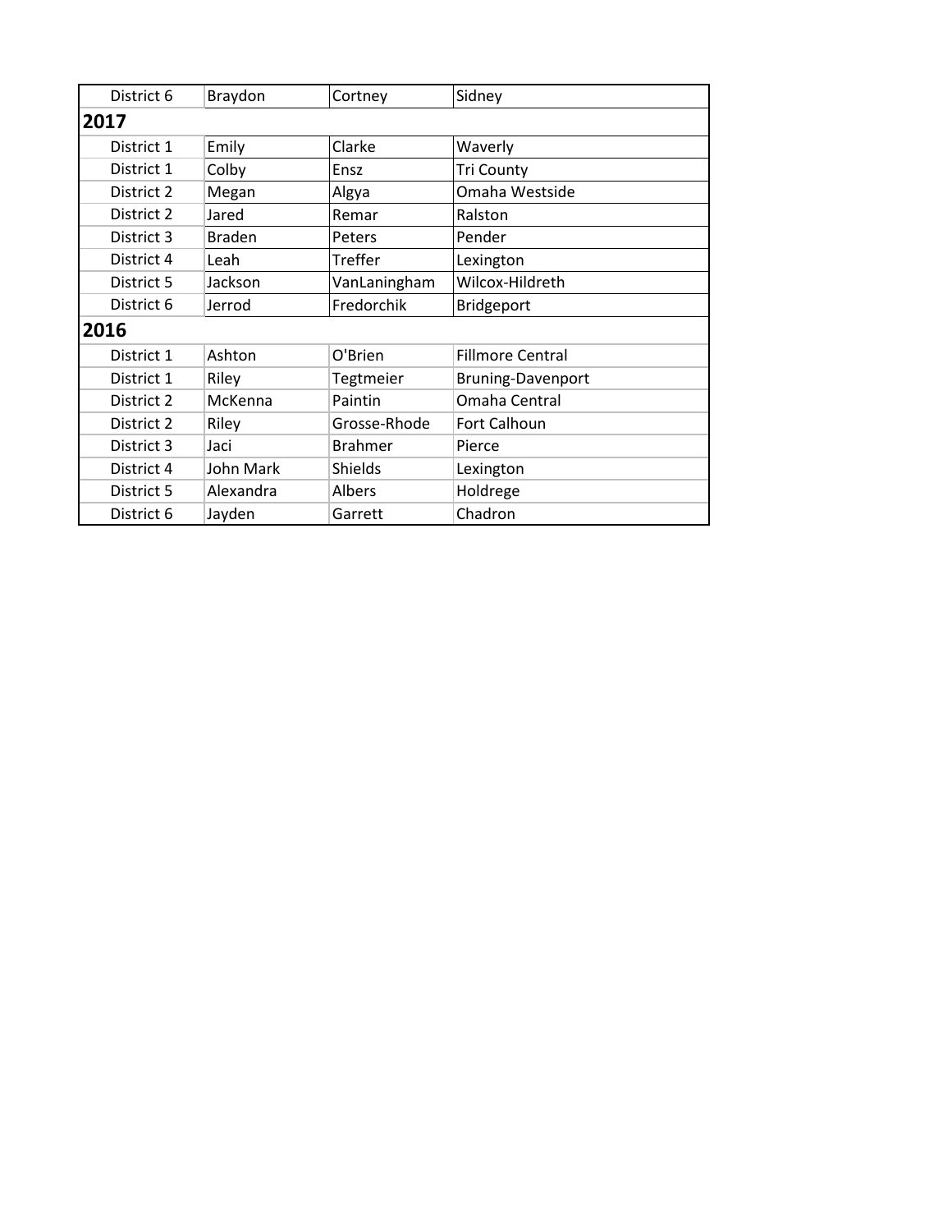| | | | |
|---|---|---|---|
| District 6 | Braydon | Cortney | Sidney |
| **2017** | | | |
| District 1 | Emily | Clarke | Waverly |
| District 1 | Colby | Ensz | Tri County |
| District 2 | Megan | Algya | Omaha Westside |
| District 2 | Jared | Remar | Ralston |
| District 3 | Braden | Peters | Pender |
| District 4 | Leah | Treffer | Lexington |
| District 5 | Jackson | VanLaningham | Wilcox-Hildreth |
| District 6 | Jerrod | Fredorchik | Bridgeport |
| **2016** | | | |
| District 1 | Ashton | O'Brien | Fillmore Central |
| District 1 | Riley | Tegtmeier | Bruning-Davenport |
| District 2 | McKenna | Paintin | Omaha Central |
| District 2 | Riley | Grosse-Rhode | Fort Calhoun |
| District 3 | Jaci | Brahmer | Pierce |
| District 4 | John Mark | Shields | Lexington |
| District 5 | Alexandra | Albers | Holdrege |
| District 6 | Jayden | Garrett | Chadron |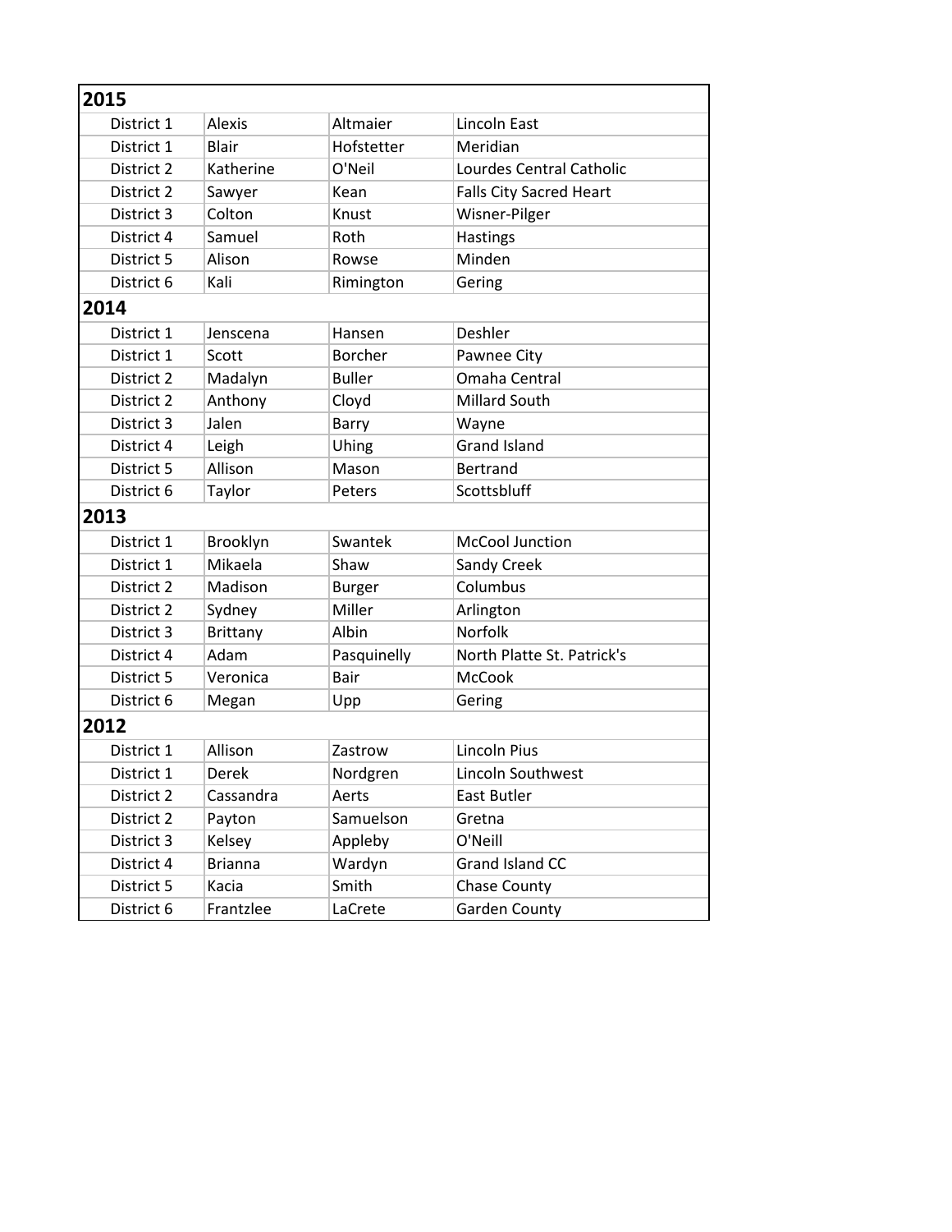| 2015 | | | |
|---|---|---|---|
| District 1 | Alexis | Altmaier | Lincoln East |
| District 1 | Blair | Hofstetter | Meridian |
| District 2 | Katherine | O'Neil | Lourdes Central Catholic |
| District 2 | Sawyer | Kean | Falls City Sacred Heart |
| District 3 | Colton | Knust | Wisner-Pilger |
| District 4 | Samuel | Roth | Hastings |
| District 5 | Alison | Rowse | Minden |
| District 6 | Kali | Rimington | Gering |
| **2014** | | | |
| District 1 | Jenscena | Hansen | Deshler |
| District 1 | Scott | Borcher | Pawnee City |
| District 2 | Madalyn | Buller | Omaha Central |
| District 2 | Anthony | Cloyd | Millard South |
| District 3 | Jalen | Barry | Wayne |
| District 4 | Leigh | Uhing | Grand Island |
| District 5 | Allison | Mason | Bertrand |
| District 6 | Taylor | Peters | Scottsbluff |
| **2013** | | | |
| District 1 | Brooklyn | Swantek | McCool Junction |
| District 1 | Mikaela | Shaw | Sandy Creek |
| District 2 | Madison | Burger | Columbus |
| District 2 | Sydney | Miller | Arlington |
| District 3 | Brittany | Albin | Norfolk |
| District 4 | Adam | Pasquinelly | North Platte St. Patrick's |
| District 5 | Veronica | Bair | McCook |
| District 6 | Megan | Upp | Gering |
| **2012** | | | |
| District 1 | Allison | Zastrow | Lincoln Pius |
| District 1 | Derek | Nordgren | Lincoln Southwest |
| District 2 | Cassandra | Aerts | East Butler |
| District 2 | Payton | Samuelson | Gretna |
| District 3 | Kelsey | Appleby | O'Neill |
| District 4 | Brianna | Wardyn | Grand Island CC |
| District 5 | Kacia | Smith | Chase County |
| District 6 | Frantzlee | LaCrete | Garden County |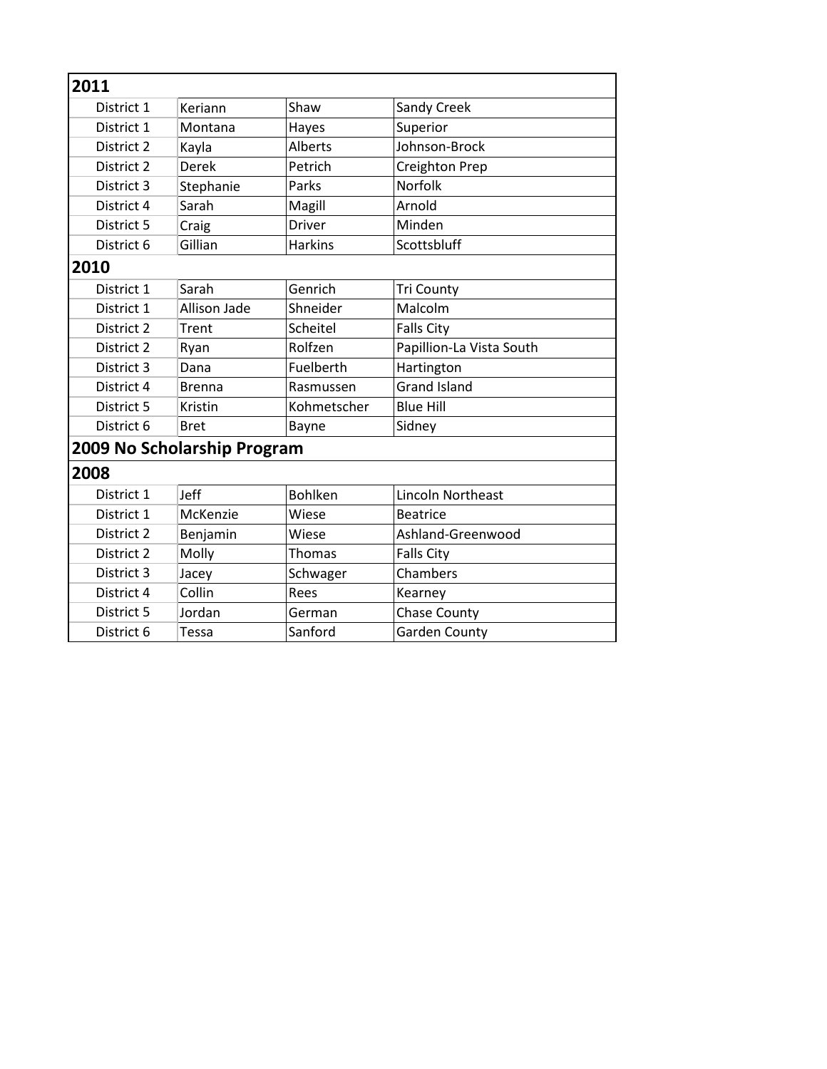| 2011 | | | |
|---|---|---|---|
| District 1 | Keriann | Shaw | Sandy Creek |
| District 1 | Montana | Hayes | Superior |
| District 2 | Kayla | Alberts | Johnson-Brock |
| District 2 | Derek | Petrich | Creighton Prep |
| District 3 | Stephanie | Parks | Norfolk |
| District 4 | Sarah | Magill | Arnold |
| District 5 | Craig | Driver | Minden |
| District 6 | Gillian | Harkins | Scottsbluff |
| **2010** | | | |
| District 1 | Sarah | Genrich | Tri County |
| District 1 | Allison Jade | Shneider | Malcolm |
| District 2 | Trent | Scheitel | Falls City |
| District 2 | Ryan | Rolfzen | Papillion-La Vista South |
| District 3 | Dana | Fuelberth | Hartington |
| District 4 | Brenna | Rasmussen | Grand Island |
| District 5 | Kristin | Kohmetscher | Blue Hill |
| District 6 | Bret | Bayne | Sidney |
| **2009 No Scholarship Program** | | | |
| **2008** | | | |
| District 1 | Jeff | Bohlken | Lincoln Northeast |
| District 1 | McKenzie | Wiese | Beatrice |
| District 2 | Benjamin | Wiese | Ashland-Greenwood |
| District 2 | Molly | Thomas | Falls City |
| District 3 | Jacey | Schwager | Chambers |
| District 4 | Collin | Rees | Kearney |
| District 5 | Jordan | German | Chase County |
| District 6 | Tessa | Sanford | Garden County |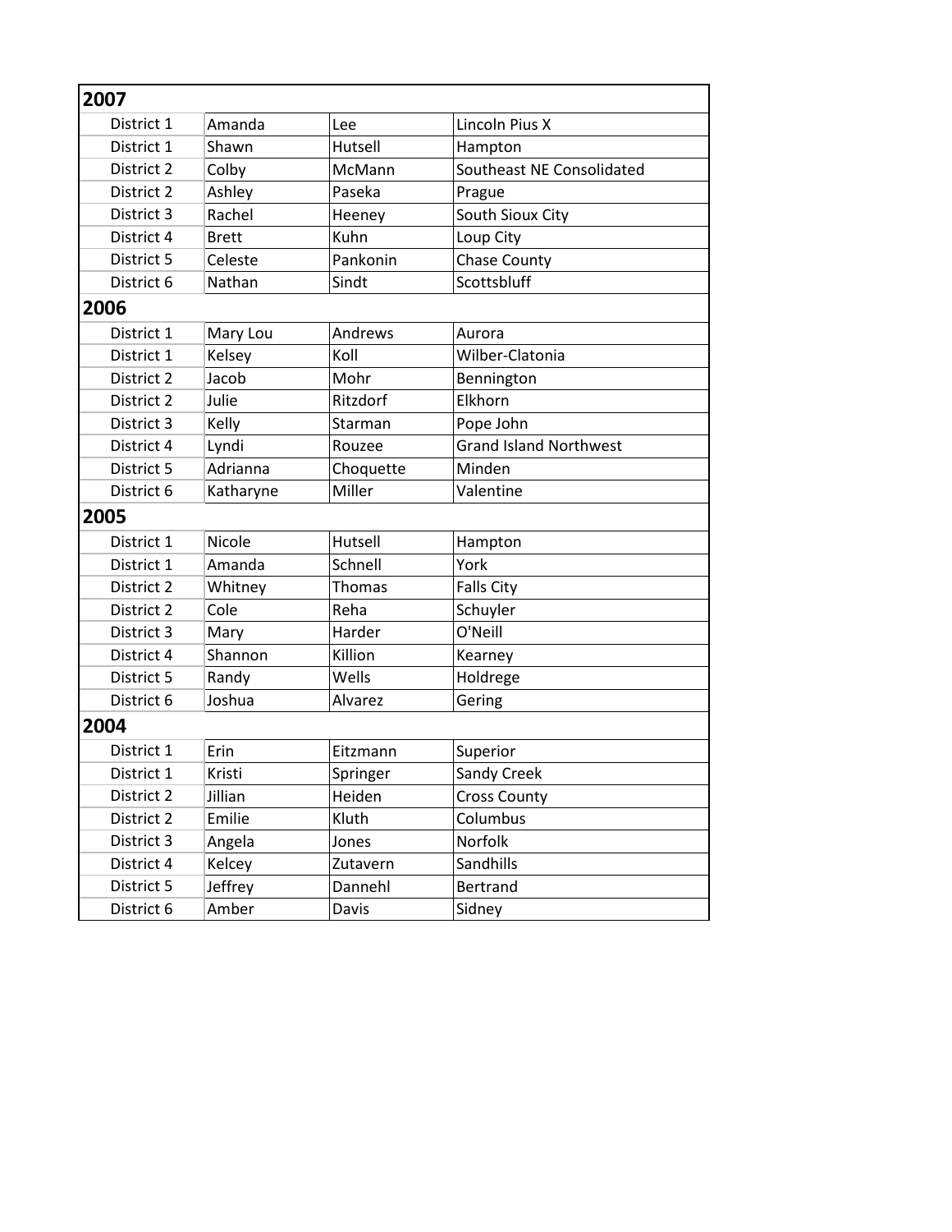| 2007 | | | |
|---|---|---|---|
| District 1 | Amanda | Lee | Lincoln Pius X |
| District 1 | Shawn | Hutsell | Hampton |
| District 2 | Colby | McMann | Southeast NE Consolidated |
| District 2 | Ashley | Paseka | Prague |
| District 3 | Rachel | Heeney | South Sioux City |
| District 4 | Brett | Kuhn | Loup City |
| District 5 | Celeste | Pankonin | Chase County |
| District 6 | Nathan | Sindt | Scottsbluff |
| **2006** | | | |
| District 1 | Mary Lou | Andrews | Aurora |
| District 1 | Kelsey | Koll | Wilber-Clatonia |
| District 2 | Jacob | Mohr | Bennington |
| District 2 | Julie | Ritzdorf | Elkhorn |
| District 3 | Kelly | Starman | Pope John |
| District 4 | Lyndi | Rouzee | Grand Island Northwest |
| District 5 | Adrianna | Choquette | Minden |
| District 6 | Katharyne | Miller | Valentine |
| **2005** | | | |
| District 1 | Nicole | Hutsell | Hampton |
| District 1 | Amanda | Schnell | York |
| District 2 | Whitney | Thomas | Falls City |
| District 2 | Cole | Reha | Schuyler |
| District 3 | Mary | Harder | O'Neill |
| District 4 | Shannon | Killion | Kearney |
| District 5 | Randy | Wells | Holdrege |
| District 6 | Joshua | Alvarez | Gering |
| **2004** | | | |
| District 1 | Erin | Eitzmann | Superior |
| District 1 | Kristi | Springer | Sandy Creek |
| District 2 | Jillian | Heiden | Cross County |
| District 2 | Emilie | Kluth | Columbus |
| District 3 | Angela | Jones | Norfolk |
| District 4 | Kelcey | Zutavern | Sandhills |
| District 5 | Jeffrey | Dannehl | Bertrand |
| District 6 | Amber | Davis | Sidney |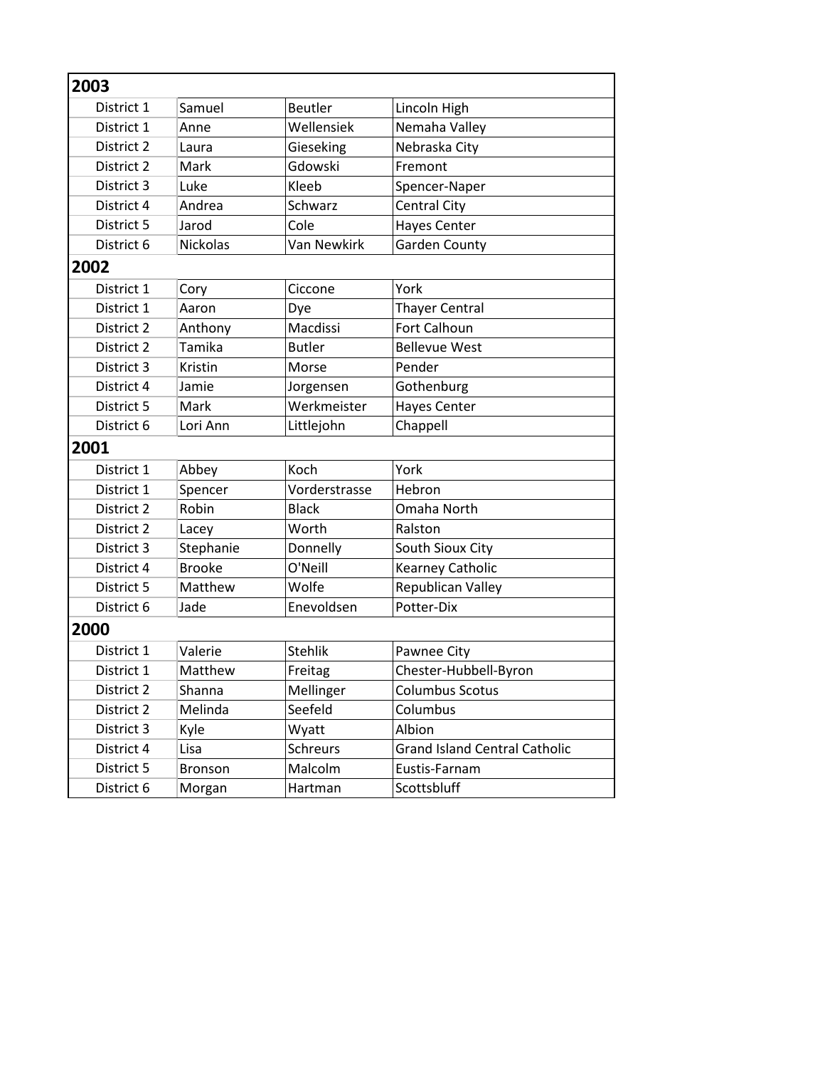| 2003 | | | |
|---|---|---|---|
| District 1 | Samuel | Beutler | Lincoln High |
| District 1 | Anne | Wellensiek | Nemaha Valley |
| District 2 | Laura | Gieseking | Nebraska City |
| District 2 | Mark | Gdowski | Fremont |
| District 3 | Luke | Kleeb | Spencer-Naper |
| District 4 | Andrea | Schwarz | Central City |
| District 5 | Jarod | Cole | Hayes Center |
| District 6 | Nickolas | Van Newkirk | Garden County |
| **2002** | | | |
| District 1 | Cory | Ciccone | York |
| District 1 | Aaron | Dye | Thayer Central |
| District 2 | Anthony | Macdissi | Fort Calhoun |
| District 2 | Tamika | Butler | Bellevue West |
| District 3 | Kristin | Morse | Pender |
| District 4 | Jamie | Jorgensen | Gothenburg |
| District 5 | Mark | Werkmeister | Hayes Center |
| District 6 | Lori Ann | Littlejohn | Chappell |
| **2001** | | | |
| District 1 | Abbey | Koch | York |
| District 1 | Spencer | Vorderstrasse | Hebron |
| District 2 | Robin | Black | Omaha North |
| District 2 | Lacey | Worth | Ralston |
| District 3 | Stephanie | Donnelly | South Sioux City |
| District 4 | Brooke | O'Neill | Kearney Catholic |
| District 5 | Matthew | Wolfe | Republican Valley |
| District 6 | Jade | Enevoldsen | Potter-Dix |
| **2000** | | | |
| District 1 | Valerie | Stehlik | Pawnee City |
| District 1 | Matthew | Freitag | Chester-Hubbell-Byron |
| District 2 | Shanna | Mellinger | Columbus Scotus |
| District 2 | Melinda | Seefeld | Columbus |
| District 3 | Kyle | Wyatt | Albion |
| District 4 | Lisa | Schreurs | Grand Island Central Catholic |
| District 5 | Bronson | Malcolm | Eustis-Farnam |
| District 6 | Morgan | Hartman | Scottsbluff |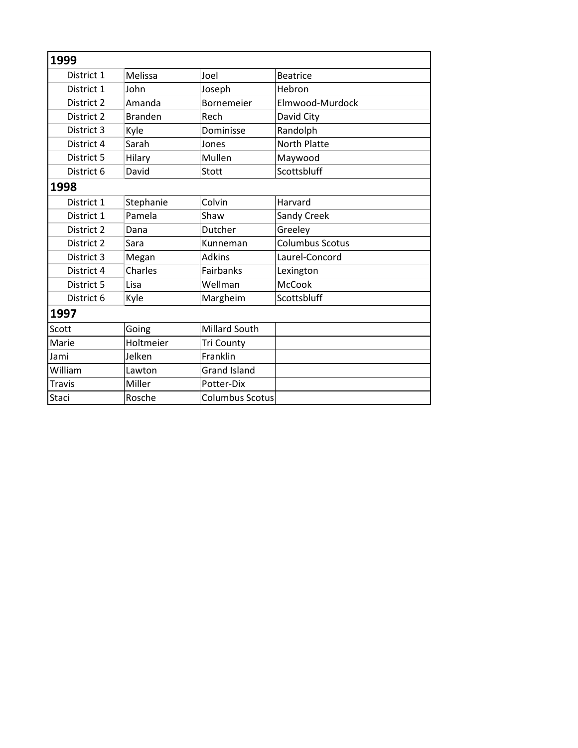| | | | |
|---|---|---|---|
| **1999** | | | |
| District 1 | Melissa | Joel | Beatrice |
| District 1 | John | Joseph | Hebron |
| District 2 | Amanda | Bornemeier | Elmwood-Murdock |
| District 2 | Branden | Rech | David City |
| District 3 | Kyle | Dominisse | Randolph |
| District 4 | Sarah | Jones | North Platte |
| District 5 | Hilary | Mullen | Maywood |
| District 6 | David | Stott | Scottsbluff |
| **1998** | | | |
| District 1 | Stephanie | Colvin | Harvard |
| District 1 | Pamela | Shaw | Sandy Creek |
| District 2 | Dana | Dutcher | Greeley |
| District 2 | Sara | Kunneman | Columbus Scotus |
| District 3 | Megan | Adkins | Laurel-Concord |
| District 4 | Charles | Fairbanks | Lexington |
| District 5 | Lisa | Wellman | McCook |
| District 6 | Kyle | Margheim | Scottsbluff |
| **1997** | | | |
| Scott | Going | Millard South | |
| Marie | Holtmeier | Tri County | |
| Jami | Jelken | Franklin | |
| William | Lawton | Grand Island | |
| Travis | Miller | Potter-Dix | |
| Staci | Rosche | Columbus Scotus | |